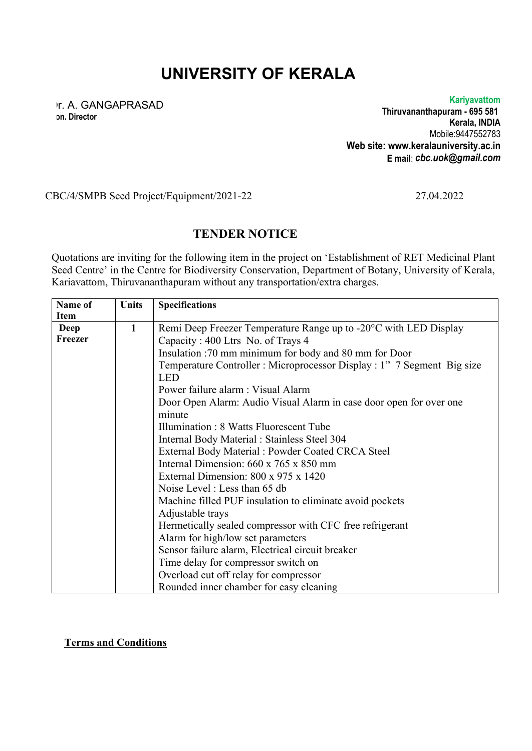# UNIVERSITY OF KERALA

r. A. GANGAPRASAD
on. Director

**Kariyavattom**
**Thiruvananthapuram - 695 581**
**Kerala, INDIA**
Mobile:9447552783
**Web site: www.keralauniversity.ac.in**
**E mail**: ***cbc.uok@gmail.com***

CBC/4/SMPB Seed Project/Equipment/2021-22 27.04.2022

## TENDER NOTICE

Quotations are inviting for the following item in the project on 'Establishment of RET Medicinal Plant Seed Centre' in the Centre for Biodiversity Conservation, Department of Botany, University of Kerala, Kariavattom, Thiruvananthapuram without any transportation/extra charges.

| Name of Item | Units | Specifications |
|---|---|---|
| **Deep Freezer** | **1** | Remi Deep Freezer Temperature Range up to -20°C with LED Display<br>Capacity : 400 Ltrs No. of Trays 4<br>Insulation :70 mm minimum for body and 80 mm for Door<br>Temperature Controller : Microprocessor Display : 1" 7 Segment Big size LED<br>Power failure alarm : Visual Alarm<br>Door Open Alarm: Audio Visual Alarm in case door open for over one minute<br>Illumination : 8 Watts Fluorescent Tube<br>Internal Body Material : Stainless Steel 304<br>External Body Material : Powder Coated CRCA Steel<br>Internal Dimension: 660 x 765 x 850 mm<br>External Dimension: 800 x 975 x 1420<br>Noise Level : Less than 65 db<br>Machine filled PUF insulation to eliminate avoid pockets<br>Adjustable trays<br>Hermetically sealed compressor with CFC free refrigerant<br>Alarm for high/low set parameters<br>Sensor failure alarm, Electrical circuit breaker<br>Time delay for compressor switch on<br>Overload cut off relay for compressor<br>Rounded inner chamber for easy cleaning |

**Terms and Conditions**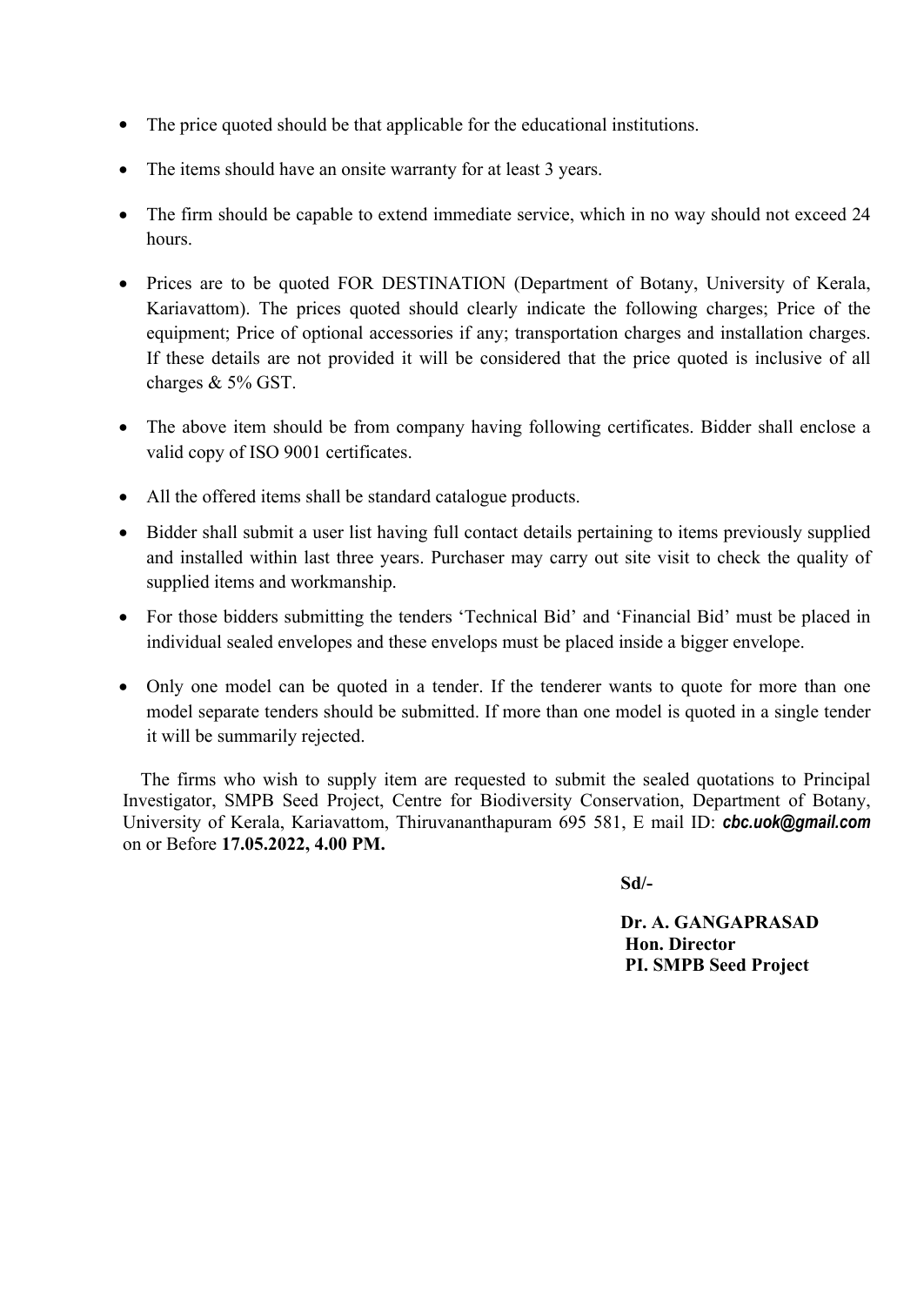- The price quoted should be that applicable for the educational institutions.
- The items should have an onsite warranty for at least 3 years.
- The firm should be capable to extend immediate service, which in no way should not exceed 24 hours.
- Prices are to be quoted FOR DESTINATION (Department of Botany, University of Kerala, Kariavattom). The prices quoted should clearly indicate the following charges; Price of the equipment; Price of optional accessories if any; transportation charges and installation charges. If these details are not provided it will be considered that the price quoted is inclusive of all charges & 5% GST.
- The above item should be from company having following certificates. Bidder shall enclose a valid copy of ISO 9001 certificates.
- All the offered items shall be standard catalogue products.
- Bidder shall submit a user list having full contact details pertaining to items previously supplied and installed within last three years. Purchaser may carry out site visit to check the quality of supplied items and workmanship.
- For those bidders submitting the tenders 'Technical Bid' and 'Financial Bid' must be placed in individual sealed envelopes and these envelops must be placed inside a bigger envelope.
- Only one model can be quoted in a tender. If the tenderer wants to quote for more than one model separate tenders should be submitted. If more than one model is quoted in a single tender it will be summarily rejected.

The firms who wish to supply item are requested to submit the sealed quotations to Principal Investigator, SMPB Seed Project, Centre for Biodiversity Conservation, Department of Botany, University of Kerala, Kariavattom, Thiruvananthapuram 695 581, E mail ID: ***cbc.uok@gmail.com*** on or Before **17.05.2022, 4.00 PM.**

**Sd/-**

**Dr. A. GANGAPRASAD**
**Hon. Director**
**PI. SMPB Seed Project**